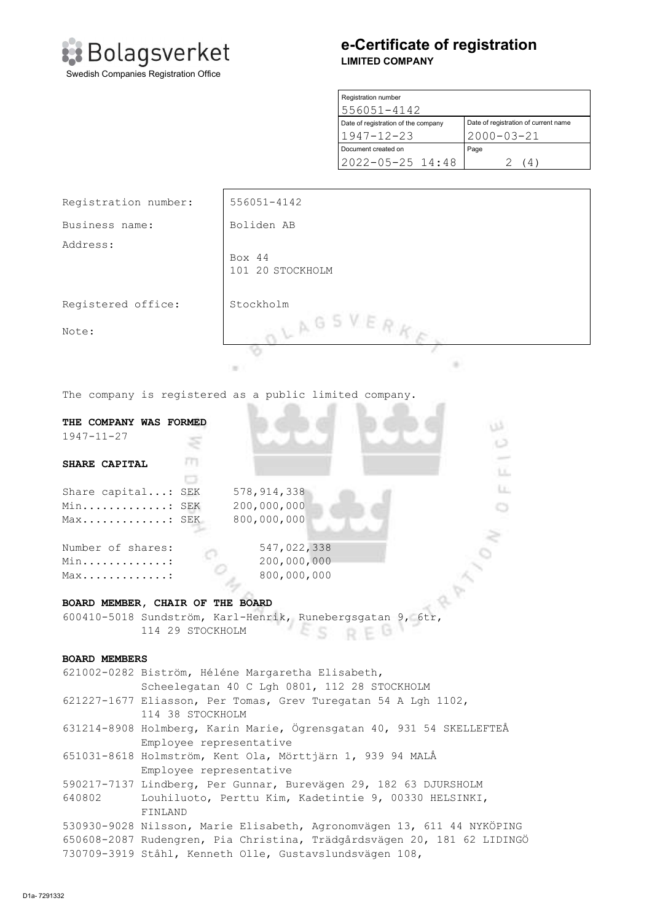**Bolagsverket**
Swedish Companies Registration Office

# e-Certificate of registration

**LIMITED COMPANY**

| Registration number | |
|---|---|
| 556051-4142 | |
| Date of registration of the company | Date of registration of current name |
| 1947-12-23 | 2000-03-21 |
| Document created on | Page |
| 2022-05-25 14:48 | 2 (4) |

| | |
|---|---|
| Registration number: | 556051-4142 |
| Business name: | Boliden AB |
| Address: | Box 44<br>101 20 STOCKHOLM |
| Registered office: | Stockholm |
| Note: | |

The company is registered as a public limited company.

**THE COMPANY WAS FORMED**

1947-11-27

**SHARE CAPITAL**

```
Share capital...: SEK     578,914,338
Min.............: SEK     200,000,000
Max.............: SEK     800,000,000

Number of shares:             547,022,338
Min.............:             200,000,000
Max.............:             800,000,000
```

**BOARD MEMBER, CHAIR OF THE BOARD**

600410-5018 Sundström, Karl-Henrik, Runebergsgatan 9, 6tr,
114 29 STOCKHOLM

**BOARD MEMBERS**

621002-0282 Biström, Héléne Margaretha Elisabeth,
Scheelegatan 40 C Lgh 0801, 112 28 STOCKHOLM

621227-1677 Eliasson, Per Tomas, Grev Turegatan 54 A Lgh 1102,
114 38 STOCKHOLM

631214-8908 Holmberg, Karin Marie, Ögrensgatan 40, 931 54 SKELLEFTEÅ
Employee representative

651031-8618 Holmström, Kent Ola, Mörttjärn 1, 939 94 MALÅ
Employee representative

590217-7137 Lindberg, Per Gunnar, Burevägen 29, 182 63 DJURSHOLM

640802 Louhiluoto, Perttu Kim, Kadetintie 9, 00330 HELSINKI,
FINLAND

530930-9028 Nilsson, Marie Elisabeth, Agronomvägen 13, 611 44 NYKÖPING

650608-2087 Rudengren, Pia Christina, Trädgårdsvägen 20, 181 62 LIDINGÖ

730709-3919 Ståhl, Kenneth Olle, Gustavslundsvägen 108,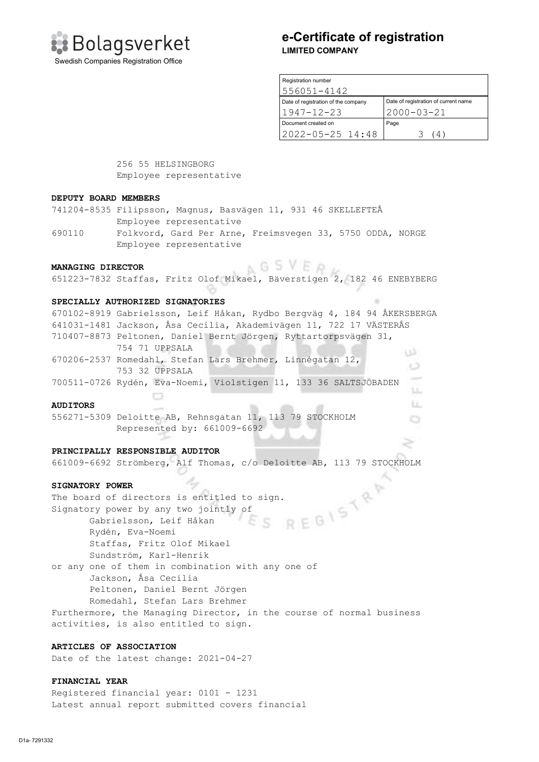256 55 HELSINGBORG
Employee representative

**DEPUTY BOARD MEMBERS**

741204-8535 Filipsson, Magnus, Basvägen 11, 931 46 SKELLEFTEÅ
Employee representative

690110 Folkvord, Gard Per Arne, Freimsvegen 33, 5750 ODDA, NORGE
Employee representative

**MANAGING DIRECTOR**

651223-7832 Staffas, Fritz Olof Mikael, Bäverstigen 2, 182 46 ENEBYBERG

**SPECIALLY AUTHORIZED SIGNATORIES**

670102-8919 Gabrielsson, Leif Håkan, Rydbo Bergväg 4, 184 94 ÅKERSBERGA
641031-1481 Jackson, Åsa Cecilia, Akademivägen 11, 722 17 VÄSTERÅS
710407-8873 Peltonen, Daniel Bernt Jörgen, Ryttartorpsvägen 31,
754 71 UPPSALA
670206-2537 Romedahl, Stefan Lars Brehmer, Linnégatan 12,
753 32 UPPSALA
700511-0726 Rydén, Eva-Noemi, Violstigen 11, 133 36 SALTSJÖBADEN

**AUDITORS**

556271-5309 Deloitte AB, Rehnsgatan 11, 113 79 STOCKHOLM
Represented by: 661009-6692

**PRINCIPALLY RESPONSIBLE AUDITOR**

661009-6692 Strömberg, Alf Thomas, c/o Deloitte AB, 113 79 STOCKHOLM

**SIGNATORY POWER**

The board of directors is entitled to sign.
Signatory power by any two jointly of
Gabrielsson, Leif Håkan
Rydén, Eva-Noemi
Staffas, Fritz Olof Mikael
Sundström, Karl-Henrik
or any one of them in combination with any one of
Jackson, Åsa Cecilia
Peltonen, Daniel Bernt Jörgen
Romedahl, Stefan Lars Brehmer
Furthermore, the Managing Director, in the course of normal business activities, is also entitled to sign.

**ARTICLES OF ASSOCIATION**

Date of the latest change: 2021-04-27

**FINANCIAL YEAR**

Registered financial year: 0101 - 1231
Latest annual report submitted covers financial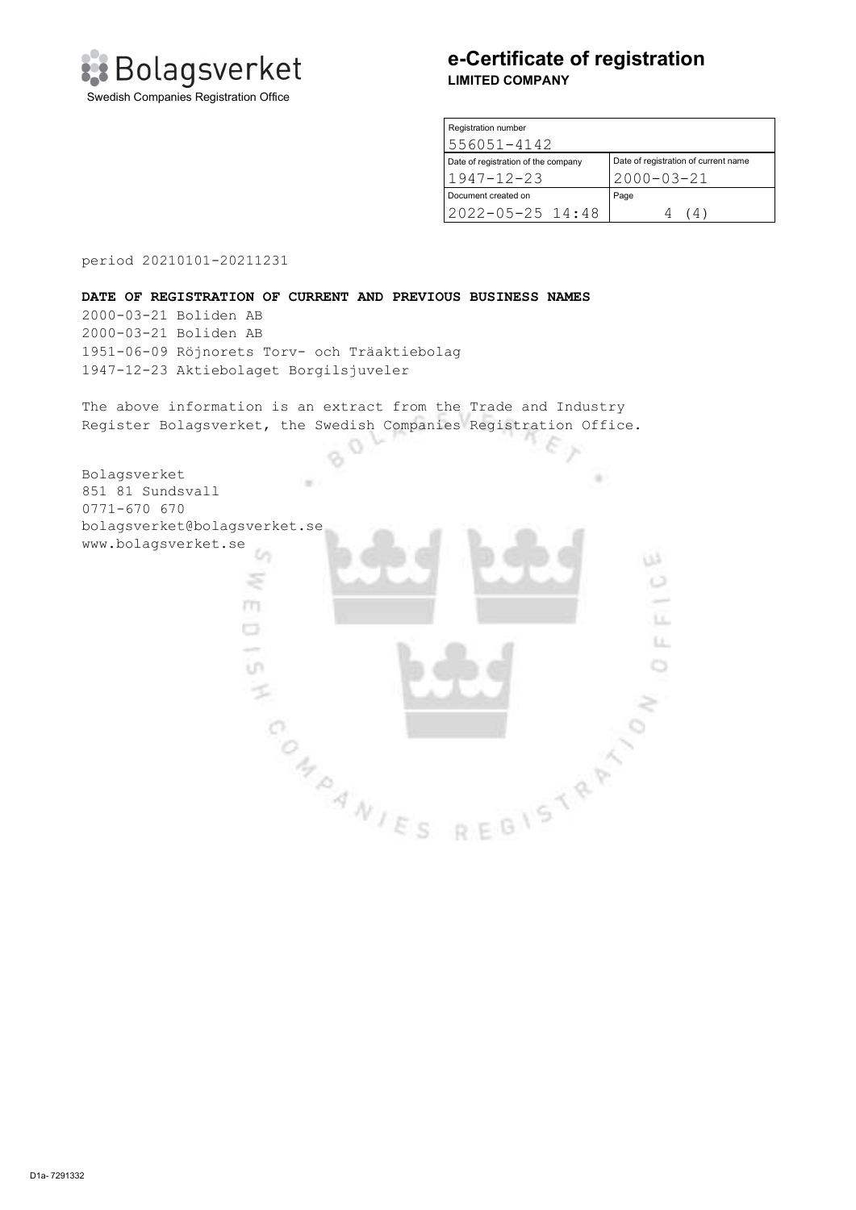# e-Certificate of registration

**LIMITED COMPANY**

| Registration number | |
| --- | --- |
| 556051-4142 | |
| Date of registration of the company | Date of registration of current name |
| 1947-12-23 | 2000-03-21 |
| Document created on | |
| 2022-05-25 14:48 | |

period 20210101-20211231

**DATE OF REGISTRATION OF CURRENT AND PREVIOUS BUSINESS NAMES**

2000-03-21 Boliden AB
2000-03-21 Boliden AB
1951-06-09 Röjnorets Torv- och Träaktiebolag
1947-12-23 Aktiebolaget Borgilsjuveler

The above information is an extract from the Trade and Industry Register Bolagsverket, the Swedish Companies Registration Office.

Bolagsverket
851 81 Sundsvall
0771-670 670
bolagsverket@bolagsverket.se
www.bolagsverket.se

D1a- 7291332